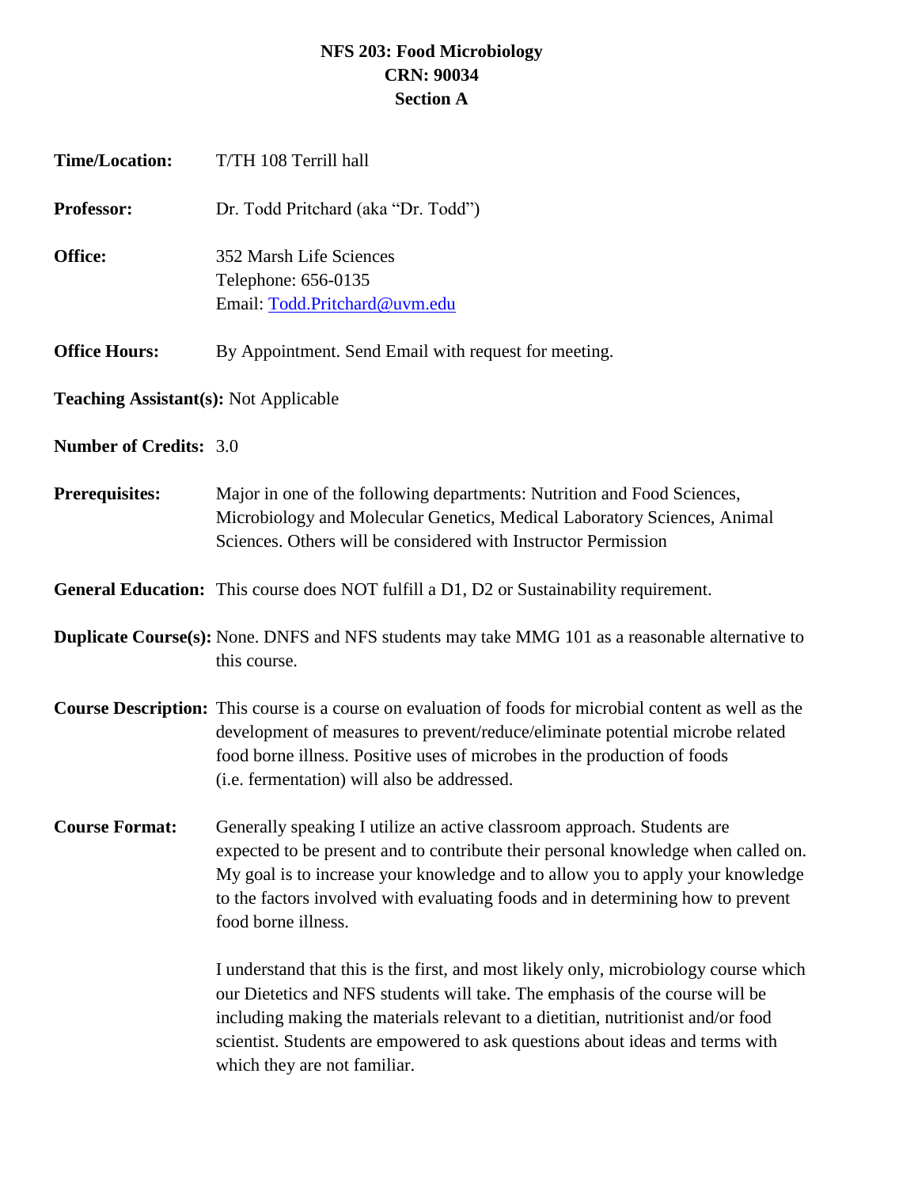# NFS 203: Food Microbiology
## CRN: 90034
## Section A

**Time/Location:** T/TH 108 Terrill hall

**Professor:** Dr. Todd Pritchard (aka "Dr. Todd")

**Office:** 352 Marsh Life Sciences
Telephone: 656-0135
Email: Todd.Pritchard@uvm.edu

**Office Hours:** By Appointment. Send Email with request for meeting.

**Teaching Assistant(s):** Not Applicable

**Number of Credits:** 3.0

**Prerequisites:** Major in one of the following departments: Nutrition and Food Sciences, Microbiology and Molecular Genetics, Medical Laboratory Sciences, Animal Sciences. Others will be considered with Instructor Permission

**General Education:** This course does NOT fulfill a D1, D2 or Sustainability requirement.

**Duplicate Course(s):** None. DNFS and NFS students may take MMG 101 as a reasonable alternative to this course.

**Course Description:** This course is a course on evaluation of foods for microbial content as well as the development of measures to prevent/reduce/eliminate potential microbe related food borne illness. Positive uses of microbes in the production of foods (i.e. fermentation) will also be addressed.

**Course Format:** Generally speaking I utilize an active classroom approach. Students are expected to be present and to contribute their personal knowledge when called on. My goal is to increase your knowledge and to allow you to apply your knowledge to the factors involved with evaluating foods and in determining how to prevent food borne illness.

I understand that this is the first, and most likely only, microbiology course which our Dietetics and NFS students will take. The emphasis of the course will be including making the materials relevant to a dietitian, nutritionist and/or food scientist. Students are empowered to ask questions about ideas and terms with which they are not familiar.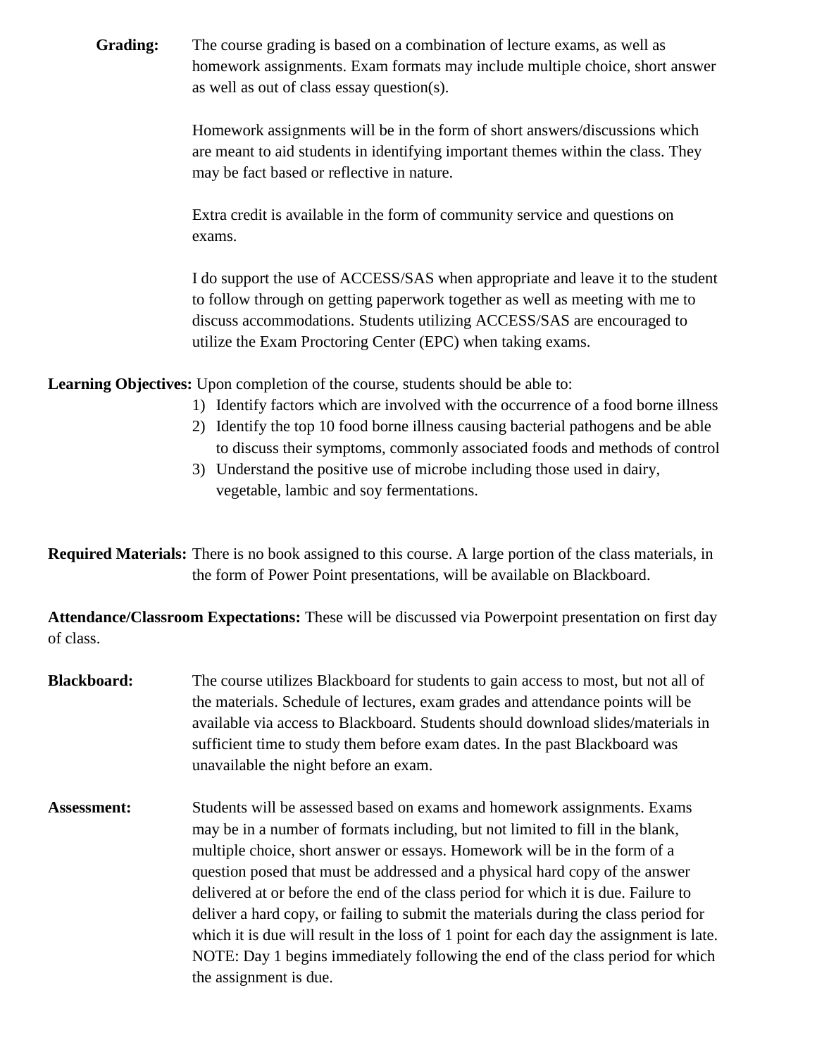**Grading:** The course grading is based on a combination of lecture exams, as well as homework assignments. Exam formats may include multiple choice, short answer as well as out of class essay question(s).

Homework assignments will be in the form of short answers/discussions which are meant to aid students in identifying important themes within the class. They may be fact based or reflective in nature.

Extra credit is available in the form of community service and questions on exams.

I do support the use of ACCESS/SAS when appropriate and leave it to the student to follow through on getting paperwork together as well as meeting with me to discuss accommodations. Students utilizing ACCESS/SAS are encouraged to utilize the Exam Proctoring Center (EPC) when taking exams.

**Learning Objectives:** Upon completion of the course, students should be able to:

1) Identify factors which are involved with the occurrence of a food borne illness
2) Identify the top 10 food borne illness causing bacterial pathogens and be able to discuss their symptoms, commonly associated foods and methods of control
3) Understand the positive use of microbe including those used in dairy, vegetable, lambic and soy fermentations.

**Required Materials:** There is no book assigned to this course. A large portion of the class materials, in the form of Power Point presentations, will be available on Blackboard.

**Attendance/Classroom Expectations:** These will be discussed via Powerpoint presentation on first day of class.

**Blackboard:** The course utilizes Blackboard for students to gain access to most, but not all of the materials. Schedule of lectures, exam grades and attendance points will be available via access to Blackboard. Students should download slides/materials in sufficient time to study them before exam dates. In the past Blackboard was unavailable the night before an exam.

**Assessment:** Students will be assessed based on exams and homework assignments. Exams may be in a number of formats including, but not limited to fill in the blank, multiple choice, short answer or essays. Homework will be in the form of a question posed that must be addressed and a physical hard copy of the answer delivered at or before the end of the class period for which it is due. Failure to deliver a hard copy, or failing to submit the materials during the class period for which it is due will result in the loss of 1 point for each day the assignment is late. NOTE: Day 1 begins immediately following the end of the class period for which the assignment is due.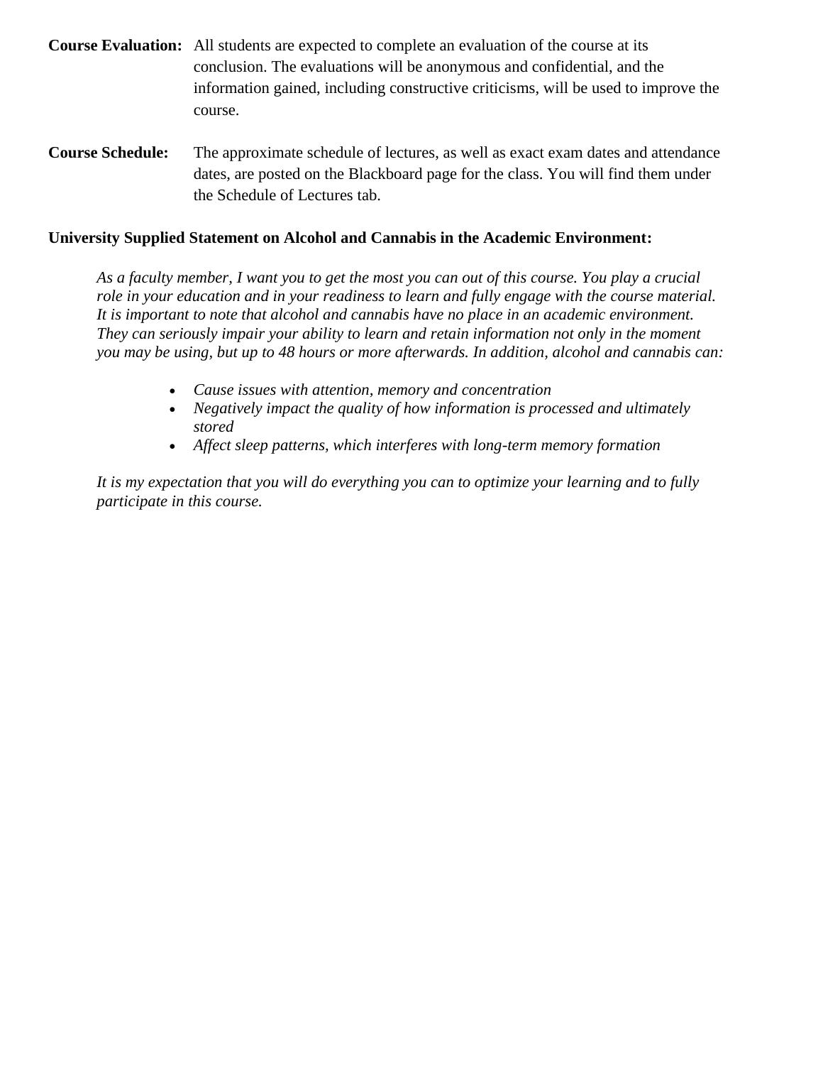**Course Evaluation:** All students are expected to complete an evaluation of the course at its conclusion. The evaluations will be anonymous and confidential, and the information gained, including constructive criticisms, will be used to improve the course.

**Course Schedule:** The approximate schedule of lectures, as well as exact exam dates and attendance dates, are posted on the Blackboard page for the class. You will find them under the Schedule of Lectures tab.

**University Supplied Statement on Alcohol and Cannabis in the Academic Environment:**

*As a faculty member, I want you to get the most you can out of this course. You play a crucial role in your education and in your readiness to learn and fully engage with the course material. It is important to note that alcohol and cannabis have no place in an academic environment. They can seriously impair your ability to learn and retain information not only in the moment you may be using, but up to 48 hours or more afterwards. In addition, alcohol and cannabis can:*

- *Cause issues with attention, memory and concentration*
- *Negatively impact the quality of how information is processed and ultimately stored*
- *Affect sleep patterns, which interferes with long-term memory formation*

*It is my expectation that you will do everything you can to optimize your learning and to fully participate in this course.*